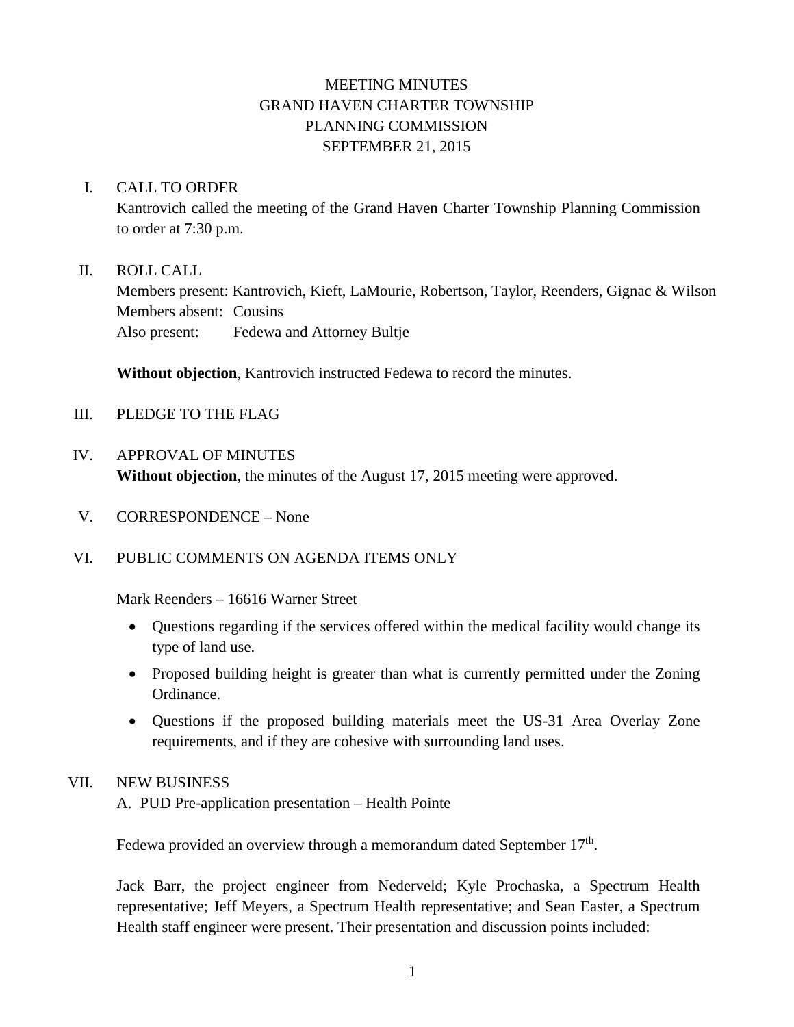# MEETING MINUTES
# GRAND HAVEN CHARTER TOWNSHIP
# PLANNING COMMISSION
# SEPTEMBER 21, 2015

## I. CALL TO ORDER

Kantrovich called the meeting of the Grand Haven Charter Township Planning Commission to order at 7:30 p.m.

## II. ROLL CALL

Members present: Kantrovich, Kieft, LaMourie, Robertson, Taylor, Reenders, Gignac & Wilson
Members absent: Cousins
Also present: Fedewa and Attorney Bultje

**Without objection**, Kantrovich instructed Fedewa to record the minutes.

## III. PLEDGE TO THE FLAG

## IV. APPROVAL OF MINUTES

**Without objection**, the minutes of the August 17, 2015 meeting were approved.

## V. CORRESPONDENCE – None

## VI. PUBLIC COMMENTS ON AGENDA ITEMS ONLY

Mark Reenders – 16616 Warner Street

- Questions regarding if the services offered within the medical facility would change its type of land use.
- Proposed building height is greater than what is currently permitted under the Zoning Ordinance.
- Questions if the proposed building materials meet the US-31 Area Overlay Zone requirements, and if they are cohesive with surrounding land uses.

## VII. NEW BUSINESS

A. PUD Pre-application presentation – Health Pointe

Fedewa provided an overview through a memorandum dated September 17th.

Jack Barr, the project engineer from Nederveld; Kyle Prochaska, a Spectrum Health representative; Jeff Meyers, a Spectrum Health representative; and Sean Easter, a Spectrum Health staff engineer were present. Their presentation and discussion points included: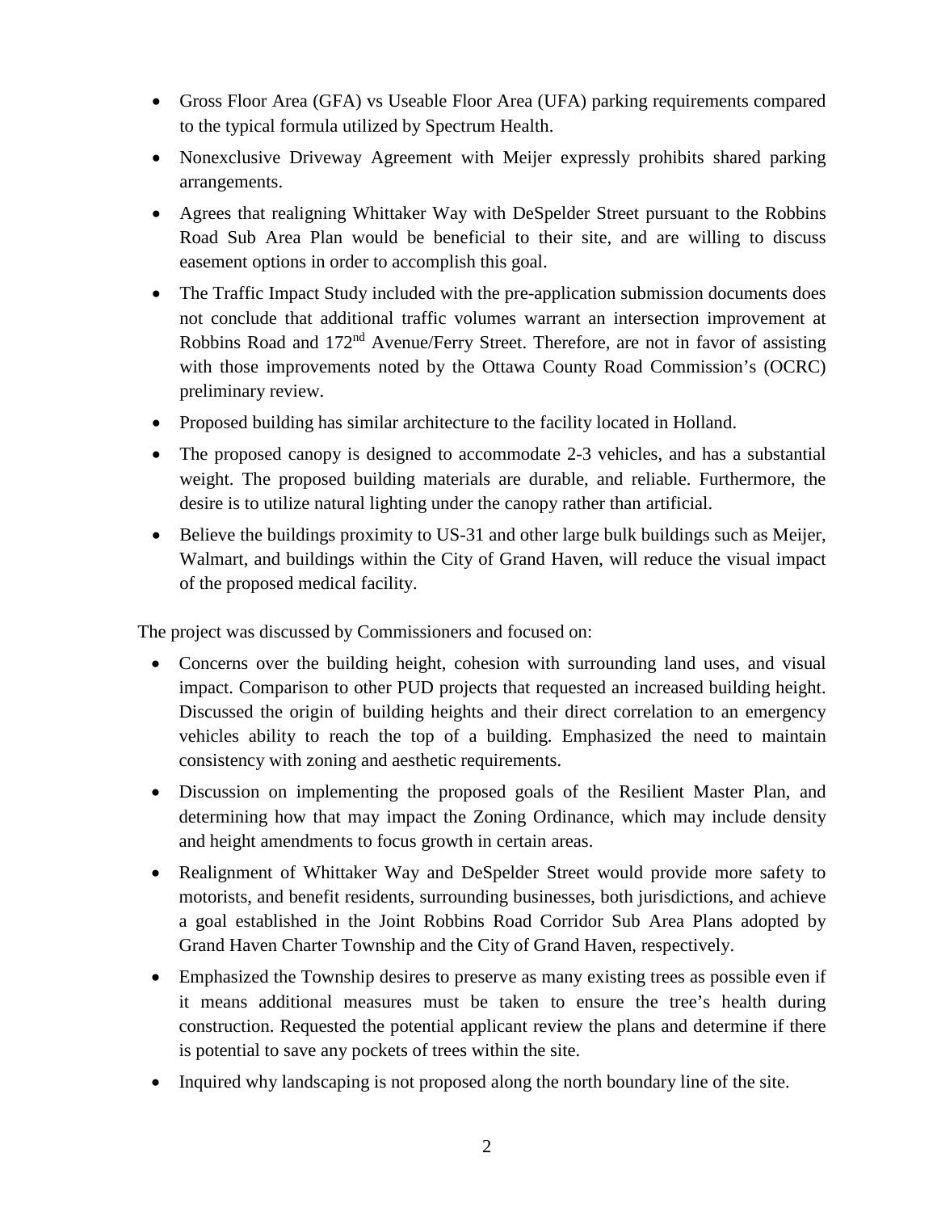- Gross Floor Area (GFA) vs Useable Floor Area (UFA) parking requirements compared to the typical formula utilized by Spectrum Health.
- Nonexclusive Driveway Agreement with Meijer expressly prohibits shared parking arrangements.
- Agrees that realigning Whittaker Way with DeSpelder Street pursuant to the Robbins Road Sub Area Plan would be beneficial to their site, and are willing to discuss easement options in order to accomplish this goal.
- The Traffic Impact Study included with the pre-application submission documents does not conclude that additional traffic volumes warrant an intersection improvement at Robbins Road and 172nd Avenue/Ferry Street. Therefore, are not in favor of assisting with those improvements noted by the Ottawa County Road Commission's (OCRC) preliminary review.
- Proposed building has similar architecture to the facility located in Holland.
- The proposed canopy is designed to accommodate 2-3 vehicles, and has a substantial weight. The proposed building materials are durable, and reliable. Furthermore, the desire is to utilize natural lighting under the canopy rather than artificial.
- Believe the buildings proximity to US-31 and other large bulk buildings such as Meijer, Walmart, and buildings within the City of Grand Haven, will reduce the visual impact of the proposed medical facility.

The project was discussed by Commissioners and focused on:

- Concerns over the building height, cohesion with surrounding land uses, and visual impact. Comparison to other PUD projects that requested an increased building height. Discussed the origin of building heights and their direct correlation to an emergency vehicles ability to reach the top of a building. Emphasized the need to maintain consistency with zoning and aesthetic requirements.
- Discussion on implementing the proposed goals of the Resilient Master Plan, and determining how that may impact the Zoning Ordinance, which may include density and height amendments to focus growth in certain areas.
- Realignment of Whittaker Way and DeSpelder Street would provide more safety to motorists, and benefit residents, surrounding businesses, both jurisdictions, and achieve a goal established in the Joint Robbins Road Corridor Sub Area Plans adopted by Grand Haven Charter Township and the City of Grand Haven, respectively.
- Emphasized the Township desires to preserve as many existing trees as possible even if it means additional measures must be taken to ensure the tree's health during construction. Requested the potential applicant review the plans and determine if there is potential to save any pockets of trees within the site.
- Inquired why landscaping is not proposed along the north boundary line of the site.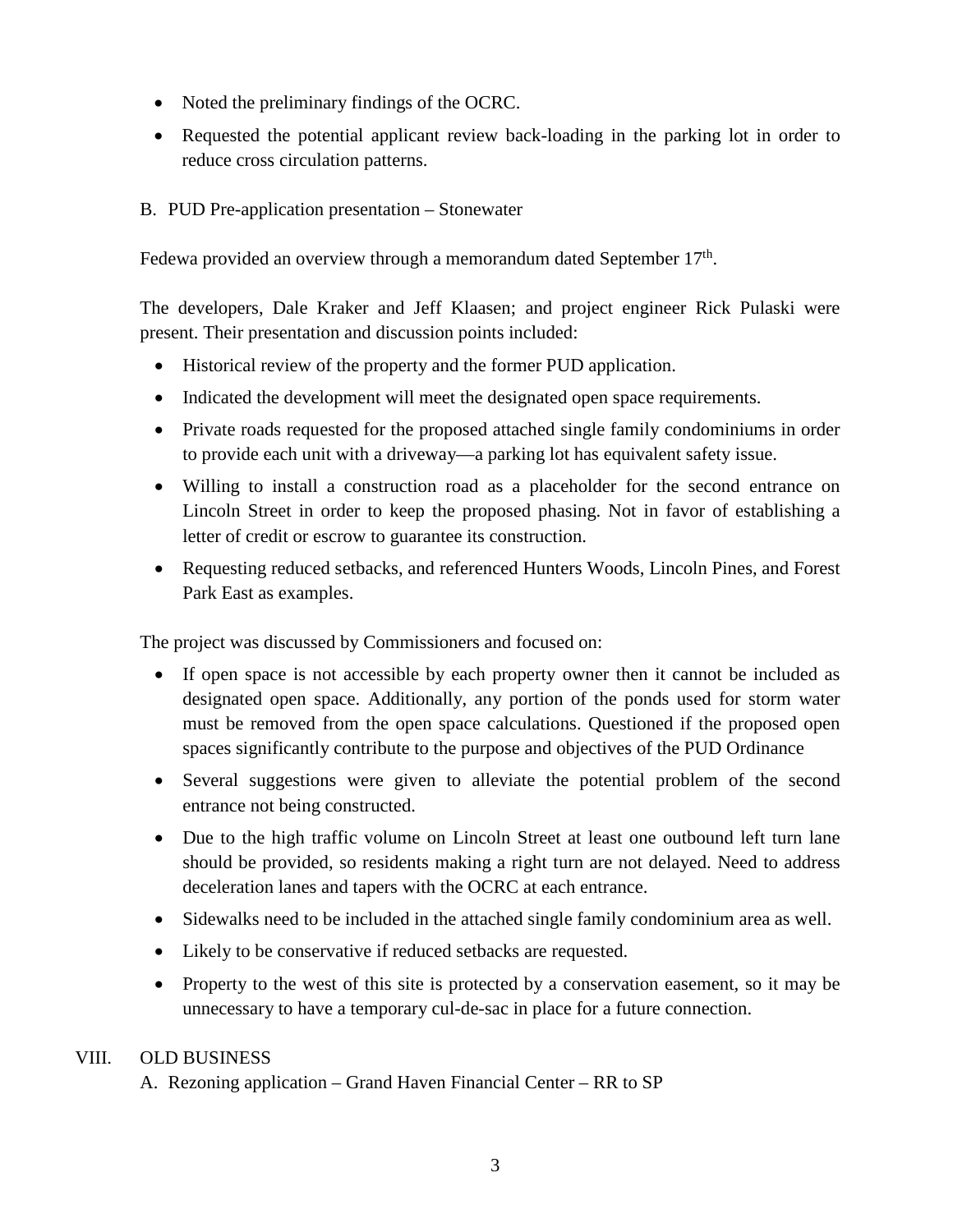- Noted the preliminary findings of the OCRC.
- Requested the potential applicant review back-loading in the parking lot in order to reduce cross circulation patterns.

B. PUD Pre-application presentation – Stonewater

Fedewa provided an overview through a memorandum dated September 17th.

The developers, Dale Kraker and Jeff Klaasen; and project engineer Rick Pulaski were present. Their presentation and discussion points included:

- Historical review of the property and the former PUD application.
- Indicated the development will meet the designated open space requirements.
- Private roads requested for the proposed attached single family condominiums in order to provide each unit with a driveway—a parking lot has equivalent safety issue.
- Willing to install a construction road as a placeholder for the second entrance on Lincoln Street in order to keep the proposed phasing. Not in favor of establishing a letter of credit or escrow to guarantee its construction.
- Requesting reduced setbacks, and referenced Hunters Woods, Lincoln Pines, and Forest Park East as examples.

The project was discussed by Commissioners and focused on:

- If open space is not accessible by each property owner then it cannot be included as designated open space. Additionally, any portion of the ponds used for storm water must be removed from the open space calculations. Questioned if the proposed open spaces significantly contribute to the purpose and objectives of the PUD Ordinance
- Several suggestions were given to alleviate the potential problem of the second entrance not being constructed.
- Due to the high traffic volume on Lincoln Street at least one outbound left turn lane should be provided, so residents making a right turn are not delayed. Need to address deceleration lanes and tapers with the OCRC at each entrance.
- Sidewalks need to be included in the attached single family condominium area as well.
- Likely to be conservative if reduced setbacks are requested.
- Property to the west of this site is protected by a conservation easement, so it may be unnecessary to have a temporary cul-de-sac in place for a future connection.

## VIII. OLD BUSINESS

A. Rezoning application – Grand Haven Financial Center – RR to SP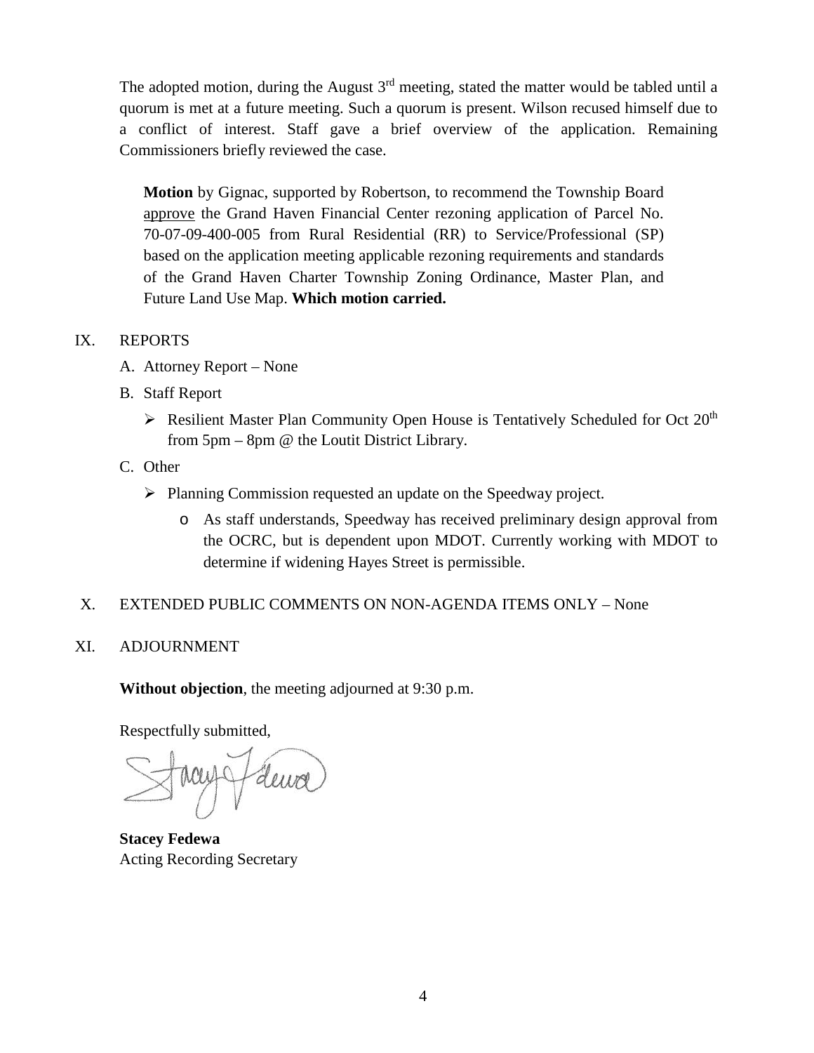The adopted motion, during the August 3rd meeting, stated the matter would be tabled until a quorum is met at a future meeting. Such a quorum is present. Wilson recused himself due to a conflict of interest. Staff gave a brief overview of the application. Remaining Commissioners briefly reviewed the case.

> **Motion** by Gignac, supported by Robertson, to recommend the Township Board approve the Grand Haven Financial Center rezoning application of Parcel No. 70-07-09-400-005 from Rural Residential (RR) to Service/Professional (SP) based on the application meeting applicable rezoning requirements and standards of the Grand Haven Charter Township Zoning Ordinance, Master Plan, and Future Land Use Map. **Which motion carried.**

IX. REPORTS

A. Attorney Report – None

B. Staff Report

- Resilient Master Plan Community Open House is Tentatively Scheduled for Oct 20th from 5pm – 8pm @ the Loutit District Library.

C. Other

- Planning Commission requested an update on the Speedway project.
  - As staff understands, Speedway has received preliminary design approval from the OCRC, but is dependent upon MDOT. Currently working with MDOT to determine if widening Hayes Street is permissible.

X. EXTENDED PUBLIC COMMENTS ON NON-AGENDA ITEMS ONLY – None

XI. ADJOURNMENT

**Without objection**, the meeting adjourned at 9:30 p.m.

Respectfully submitted,

**Stacey Fedewa**
Acting Recording Secretary